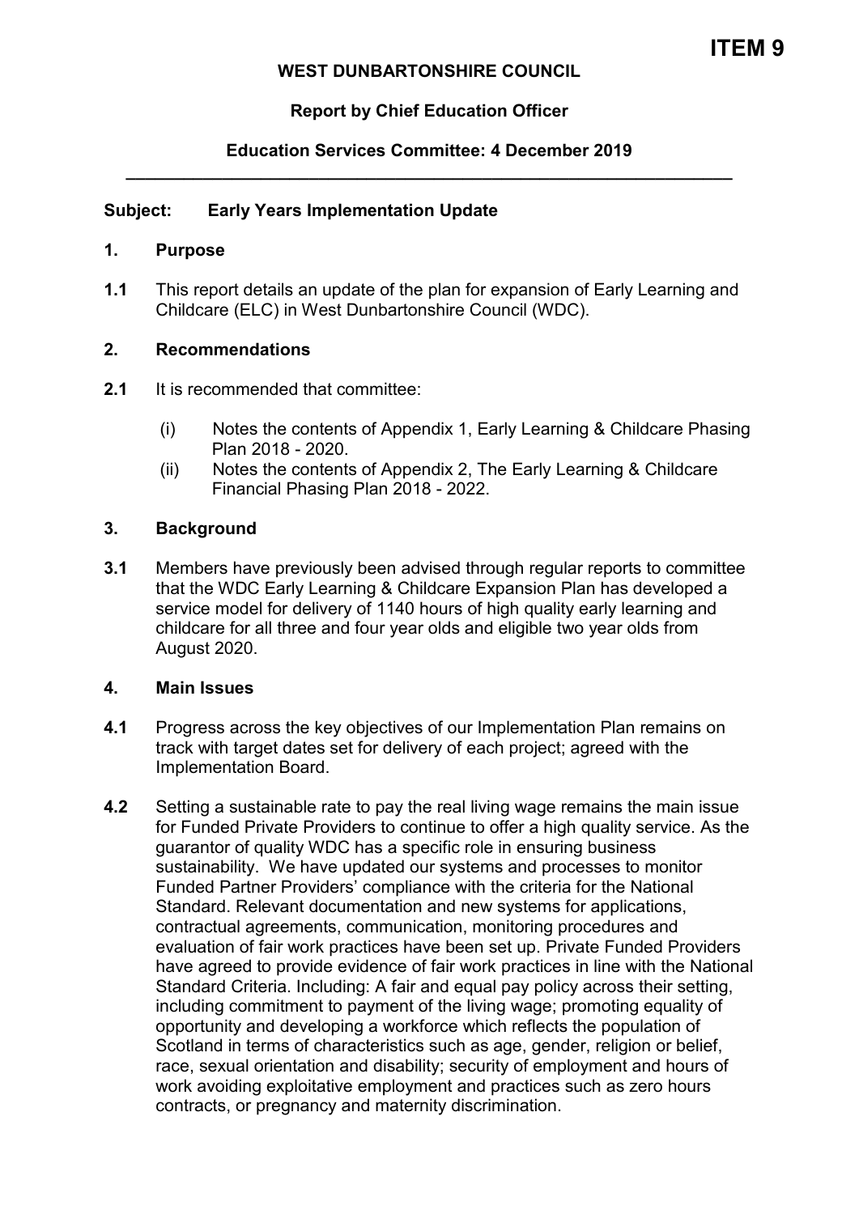**ITEM 9**

**WEST DUNBARTONSHIRE COUNCIL**

**Report by Chief Education Officer**

**Education Services Committee: 4 December 2019**

---

**Subject: Early Years Implementation Update**

## 1. Purpose

**1.1** This report details an update of the plan for expansion of Early Learning and Childcare (ELC) in West Dunbartonshire Council (WDC).

## 2. Recommendations

**2.1** It is recommended that committee:

(i) Notes the contents of Appendix 1, Early Learning & Childcare Phasing Plan 2018 - 2020.

(ii) Notes the contents of Appendix 2, The Early Learning & Childcare Financial Phasing Plan 2018 - 2022.

## 3. Background

**3.1** Members have previously been advised through regular reports to committee that the WDC Early Learning & Childcare Expansion Plan has developed a service model for delivery of 1140 hours of high quality early learning and childcare for all three and four year olds and eligible two year olds from August 2020.

## 4. Main Issues

**4.1** Progress across the key objectives of our Implementation Plan remains on track with target dates set for delivery of each project; agreed with the Implementation Board.

**4.2** Setting a sustainable rate to pay the real living wage remains the main issue for Funded Private Providers to continue to offer a high quality service. As the guarantor of quality WDC has a specific role in ensuring business sustainability. We have updated our systems and processes to monitor Funded Partner Providers' compliance with the criteria for the National Standard. Relevant documentation and new systems for applications, contractual agreements, communication, monitoring procedures and evaluation of fair work practices have been set up. Private Funded Providers have agreed to provide evidence of fair work practices in line with the National Standard Criteria. Including: A fair and equal pay policy across their setting, including commitment to payment of the living wage; promoting equality of opportunity and developing a workforce which reflects the population of Scotland in terms of characteristics such as age, gender, religion or belief, race, sexual orientation and disability; security of employment and hours of work avoiding exploitative employment and practices such as zero hours contracts, or pregnancy and maternity discrimination.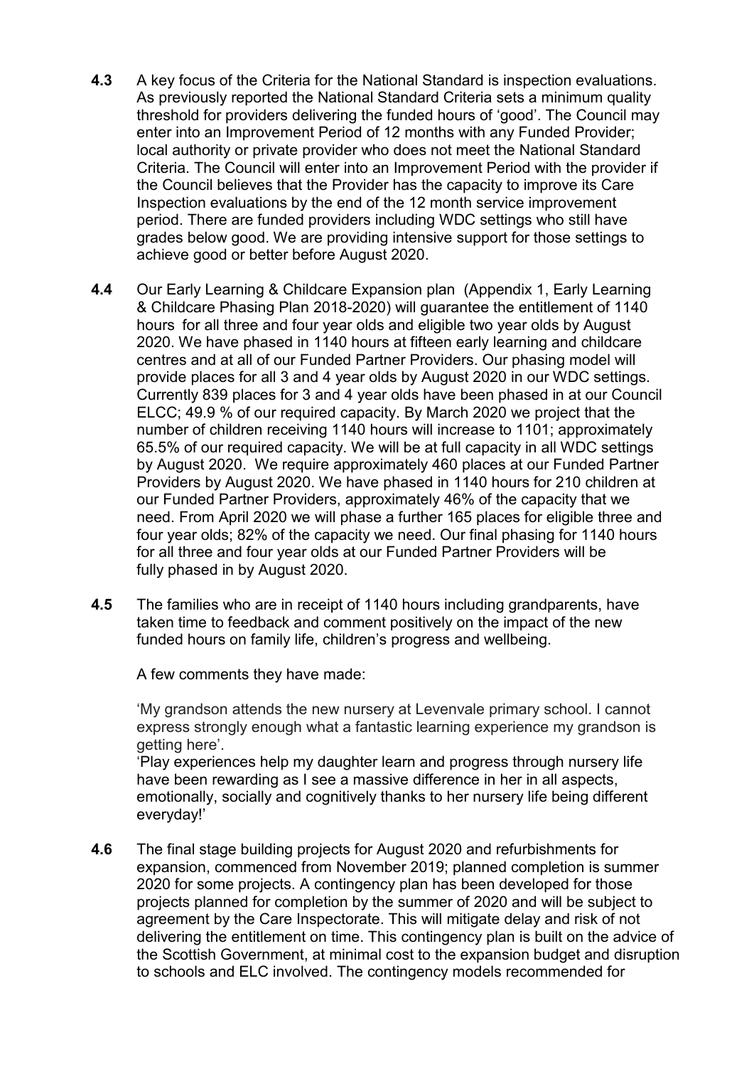**4.3** A key focus of the Criteria for the National Standard is inspection evaluations. As previously reported the National Standard Criteria sets a minimum quality threshold for providers delivering the funded hours of 'good'. The Council may enter into an Improvement Period of 12 months with any Funded Provider; local authority or private provider who does not meet the National Standard Criteria. The Council will enter into an Improvement Period with the provider if the Council believes that the Provider has the capacity to improve its Care Inspection evaluations by the end of the 12 month service improvement period. There are funded providers including WDC settings who still have grades below good. We are providing intensive support for those settings to achieve good or better before August 2020.

**4.4** Our Early Learning & Childcare Expansion plan (Appendix 1, Early Learning & Childcare Phasing Plan 2018-2020) will guarantee the entitlement of 1140 hours for all three and four year olds and eligible two year olds by August 2020. We have phased in 1140 hours at fifteen early learning and childcare centres and at all of our Funded Partner Providers. Our phasing model will provide places for all 3 and 4 year olds by August 2020 in our WDC settings. Currently 839 places for 3 and 4 year olds have been phased in at our Council ELCC; 49.9 % of our required capacity. By March 2020 we project that the number of children receiving 1140 hours will increase to 1101; approximately 65.5% of our required capacity. We will be at full capacity in all WDC settings by August 2020. We require approximately 460 places at our Funded Partner Providers by August 2020. We have phased in 1140 hours for 210 children at our Funded Partner Providers, approximately 46% of the capacity that we need. From April 2020 we will phase a further 165 places for eligible three and four year olds; 82% of the capacity we need. Our final phasing for 1140 hours for all three and four year olds at our Funded Partner Providers will be fully phased in by August 2020.

**4.5** The families who are in receipt of 1140 hours including grandparents, have taken time to feedback and comment positively on the impact of the new funded hours on family life, children's progress and wellbeing.

A few comments they have made:

'My grandson attends the new nursery at Levenvale primary school. I cannot express strongly enough what a fantastic learning experience my grandson is getting here'.

'Play experiences help my daughter learn and progress through nursery life have been rewarding as I see a massive difference in her in all aspects, emotionally, socially and cognitively thanks to her nursery life being different everyday!'

**4.6** The final stage building projects for August 2020 and refurbishments for expansion, commenced from November 2019; planned completion is summer 2020 for some projects. A contingency plan has been developed for those projects planned for completion by the summer of 2020 and will be subject to agreement by the Care Inspectorate. This will mitigate delay and risk of not delivering the entitlement on time. This contingency plan is built on the advice of the Scottish Government, at minimal cost to the expansion budget and disruption to schools and ELC involved. The contingency models recommended for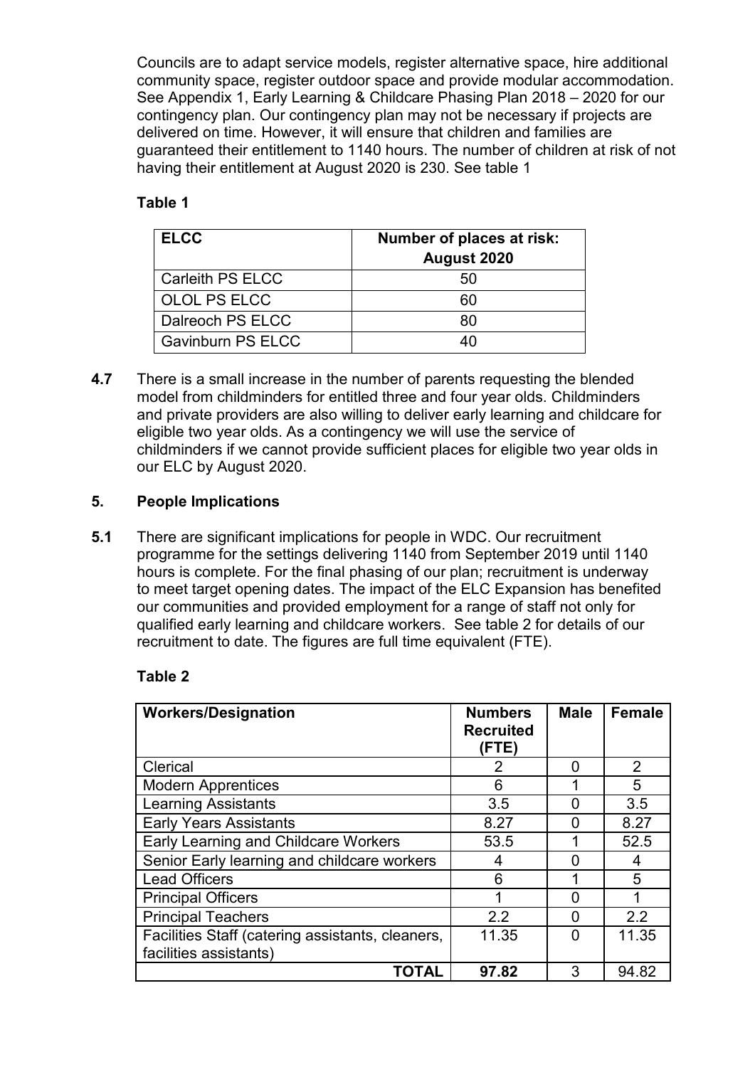Councils are to adapt service models, register alternative space, hire additional community space, register outdoor space and provide modular accommodation. See Appendix 1, Early Learning & Childcare Phasing Plan 2018 – 2020 for our contingency plan. Our contingency plan may not be necessary if projects are delivered on time. However, it will ensure that children and families are guaranteed their entitlement to 1140 hours. The number of children at risk of not having their entitlement at August 2020 is 230. See table 1

**Table 1**

| ELCC | Number of places at risk: August 2020 |
|---|---|
| Carleith PS ELCC | 50 |
| OLOL PS ELCC | 60 |
| Dalreoch PS ELCC | 80 |
| Gavinburn PS ELCC | 40 |

**4.7** There is a small increase in the number of parents requesting the blended model from childminders for entitled three and four year olds. Childminders and private providers are also willing to deliver early learning and childcare for eligible two year olds. As a contingency we will use the service of childminders if we cannot provide sufficient places for eligible two year olds in our ELC by August 2020.

## 5. People Implications

**5.1** There are significant implications for people in WDC. Our recruitment programme for the settings delivering 1140 from September 2019 until 1140 hours is complete. For the final phasing of our plan; recruitment is underway to meet target opening dates. The impact of the ELC Expansion has benefited our communities and provided employment for a range of staff not only for qualified early learning and childcare workers. See table 2 for details of our recruitment to date. The figures are full time equivalent (FTE).

**Table 2**

| Workers/Designation | Numbers Recruited (FTE) | Male | Female |
|---|---|---|---|
| Clerical | 2 | 0 | 2 |
| Modern Apprentices | 6 | 1 | 5 |
| Learning Assistants | 3.5 | 0 | 3.5 |
| Early Years Assistants | 8.27 | 0 | 8.27 |
| Early Learning and Childcare Workers | 53.5 | 1 | 52.5 |
| Senior Early learning and childcare workers | 4 | 0 | 4 |
| Lead Officers | 6 | 1 | 5 |
| Principal Officers | 1 | 0 | 1 |
| Principal Teachers | 2.2 | 0 | 2.2 |
| Facilities Staff (catering assistants, cleaners, facilities assistants) | 11.35 | 0 | 11.35 |
| **TOTAL** | **97.82** | 3 | 94.82 |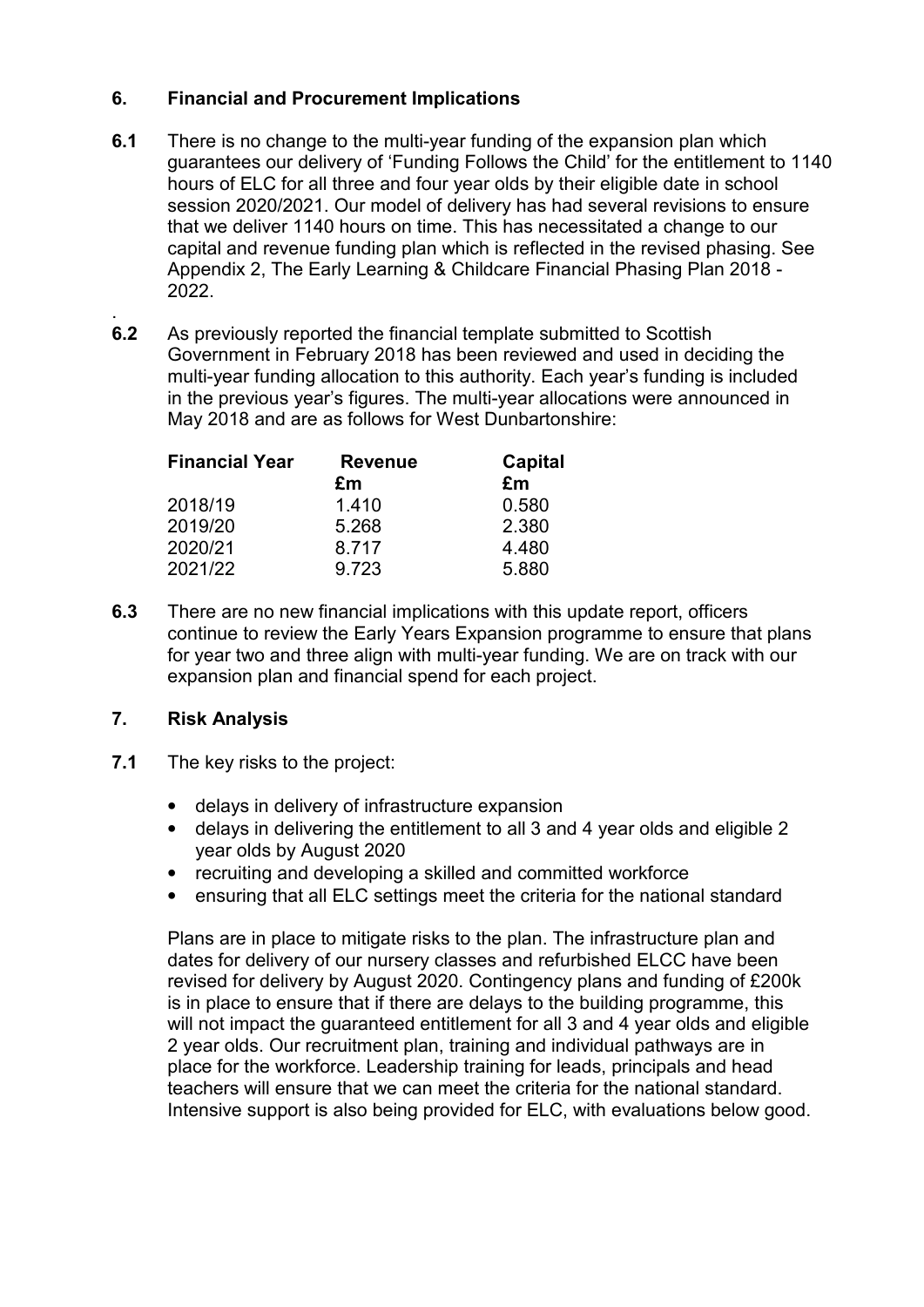## 6. Financial and Procurement Implications

**6.1** There is no change to the multi-year funding of the expansion plan which guarantees our delivery of 'Funding Follows the Child' for the entitlement to 1140 hours of ELC for all three and four year olds by their eligible date in school session 2020/2021. Our model of delivery has had several revisions to ensure that we deliver 1140 hours on time. This has necessitated a change to our capital and revenue funding plan which is reflected in the revised phasing. See Appendix 2, The Early Learning & Childcare Financial Phasing Plan 2018 - 2022.

.

**6.2** As previously reported the financial template submitted to Scottish Government in February 2018 has been reviewed and used in deciding the multi-year funding allocation to this authority. Each year's funding is included in the previous year's figures. The multi-year allocations were announced in May 2018 and are as follows for West Dunbartonshire:

| Financial Year | Revenue £m | Capital £m |
|---|---|---|
| 2018/19 | 1.410 | 0.580 |
| 2019/20 | 5.268 | 2.380 |
| 2020/21 | 8.717 | 4.480 |
| 2021/22 | 9.723 | 5.880 |

**6.3** There are no new financial implications with this update report, officers continue to review the Early Years Expansion programme to ensure that plans for year two and three align with multi-year funding. We are on track with our expansion plan and financial spend for each project.

## 7. Risk Analysis

**7.1** The key risks to the project:

- delays in delivery of infrastructure expansion
- delays in delivering the entitlement to all 3 and 4 year olds and eligible 2 year olds by August 2020
- recruiting and developing a skilled and committed workforce
- ensuring that all ELC settings meet the criteria for the national standard

Plans are in place to mitigate risks to the plan. The infrastructure plan and dates for delivery of our nursery classes and refurbished ELCC have been revised for delivery by August 2020. Contingency plans and funding of £200k is in place to ensure that if there are delays to the building programme, this will not impact the guaranteed entitlement for all 3 and 4 year olds and eligible 2 year olds. Our recruitment plan, training and individual pathways are in place for the workforce. Leadership training for leads, principals and head teachers will ensure that we can meet the criteria for the national standard. Intensive support is also being provided for ELC, with evaluations below good.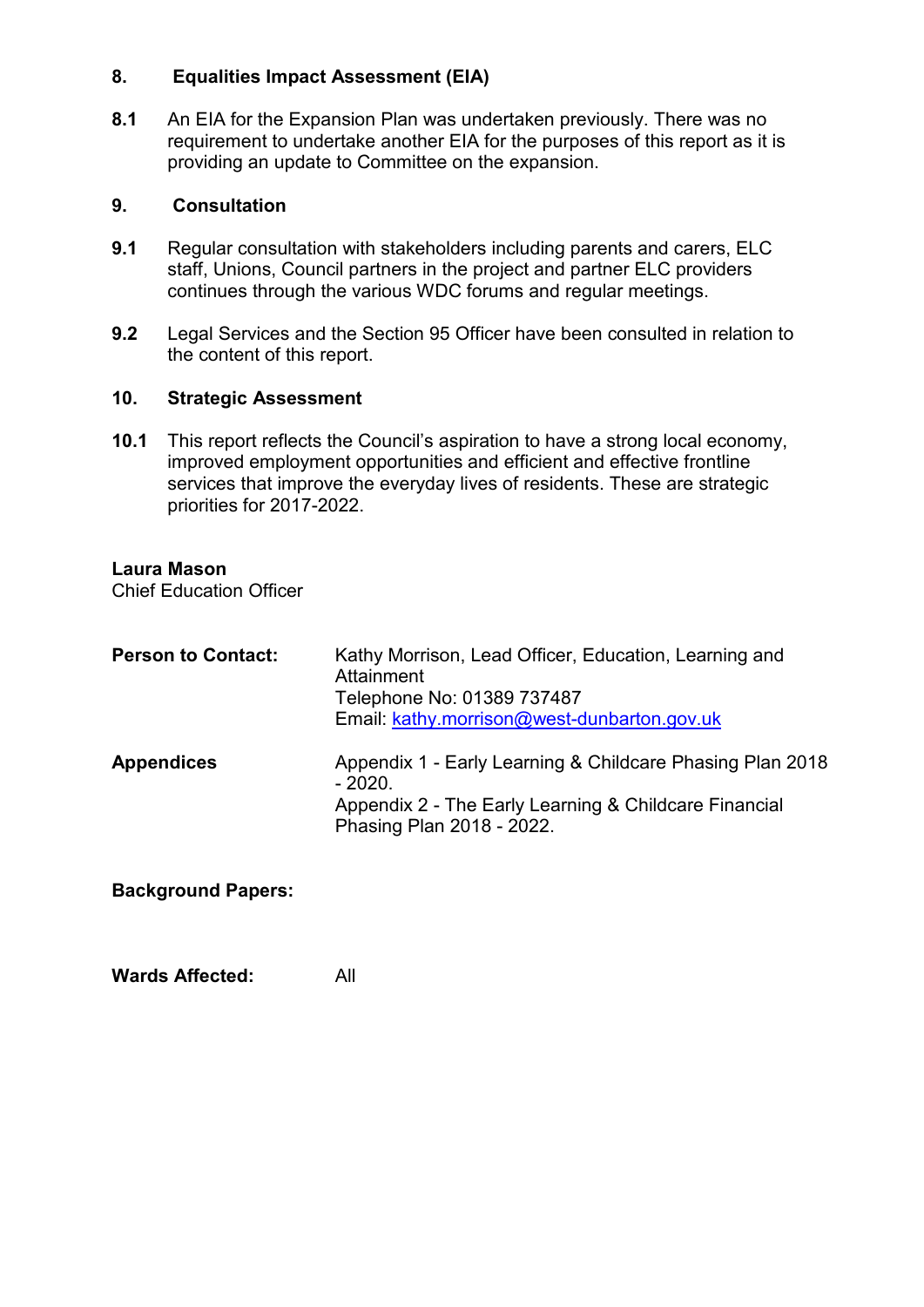## 8. Equalities Impact Assessment (EIA)

**8.1** An EIA for the Expansion Plan was undertaken previously. There was no requirement to undertake another EIA for the purposes of this report as it is providing an update to Committee on the expansion.

## 9. Consultation

**9.1** Regular consultation with stakeholders including parents and carers, ELC staff, Unions, Council partners in the project and partner ELC providers continues through the various WDC forums and regular meetings.

**9.2** Legal Services and the Section 95 Officer have been consulted in relation to the content of this report.

## 10. Strategic Assessment

**10.1** This report reflects the Council's aspiration to have a strong local economy, improved employment opportunities and efficient and effective frontline services that improve the everyday lives of residents. These are strategic priorities for 2017-2022.

**Laura Mason**
Chief Education Officer

| | |
|---|---|
| **Person to Contact:** | Kathy Morrison, Lead Officer, Education, Learning and Attainment<br>Telephone No: 01389 737487<br>Email: kathy.morrison@west-dunbarton.gov.uk |
| **Appendices** | Appendix 1 - Early Learning & Childcare Phasing Plan 2018 - 2020.<br>Appendix 2 - The Early Learning & Childcare Financial Phasing Plan 2018 - 2022. |
| **Background Papers:** | |
| **Wards Affected:** | All |